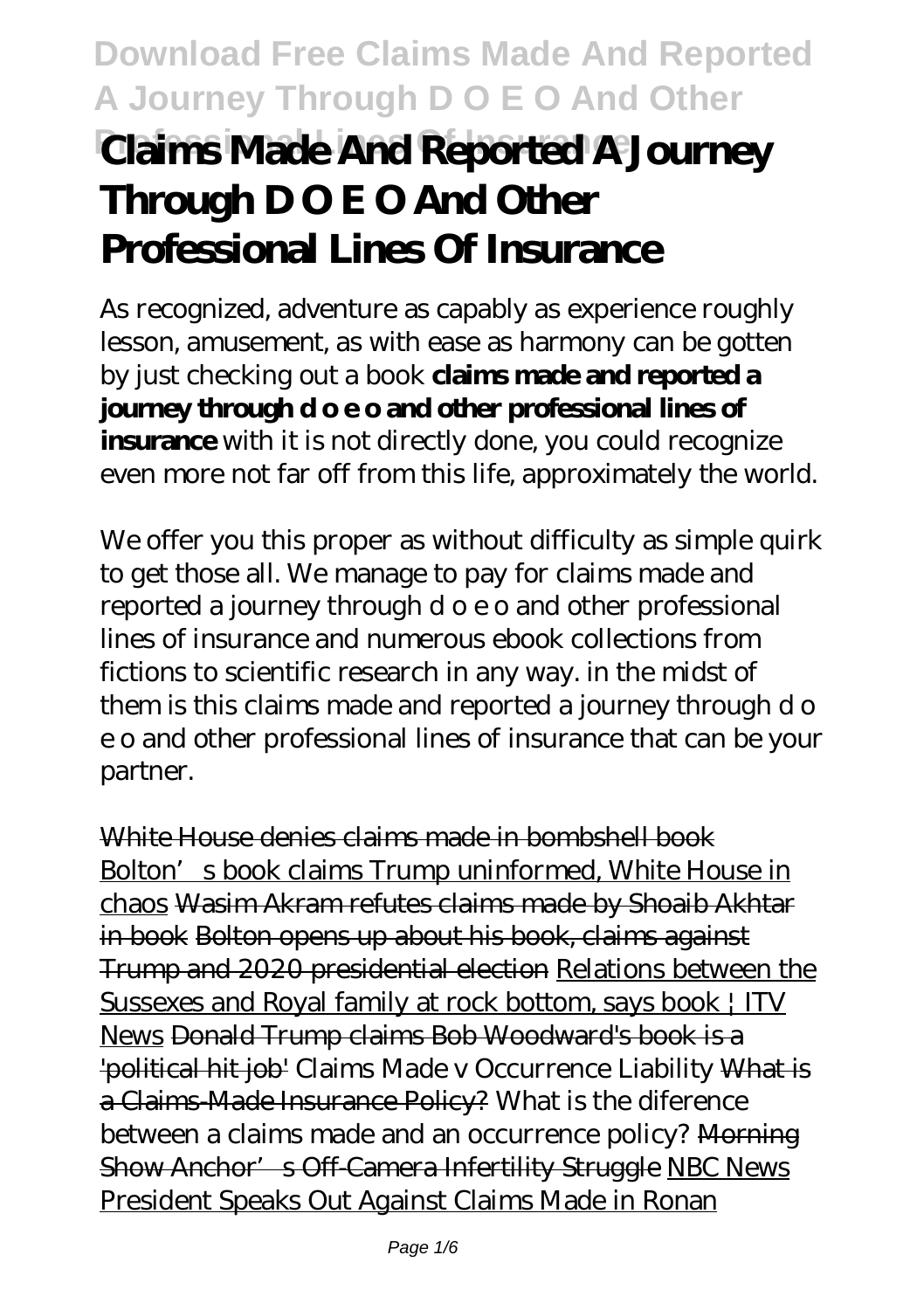# Claims Made And Reported A Journey Through D O E O And Other Professional Lines Of Insurance

As recognized, adventure as capably as experience roughly lesson, amusement, as with ease as harmony can be gotten by just checking out a book **claims made and reported a journey through d o e o and other professional lines of insurance** with it is not directly done, you could recognize even more not far off from this life, approximately the world.

We offer you this proper as without difficulty as simple quirk to get those all. We manage to pay for claims made and reported a journey through d o e o and other professional lines of insurance and numerous ebook collections from fictions to scientific research in any way. in the midst of them is this claims made and reported a journey through d o e o and other professional lines of insurance that can be your partner.

White House denies claims made in bombshell book Bolton's book claims Trump uninformed, White House in chaos Wasim Akram refutes claims made by Shoaib Akhtar in book Bolton opens up about his book, claims against Trump and 2020 presidential election Relations between the Sussexes and Royal family at rock bottom, says book | ITV News Donald Trump claims Bob Woodward's book is a 'political hit job' *Claims Made v Occurrence Liability* What is a Claims-Made Insurance Policy? *What is the diference between a claims made and an occurrence policy?* Morning Show Anchor's Off-Camera Infertility Struggle NBC News President Speaks Out Against Claims Made in Ronan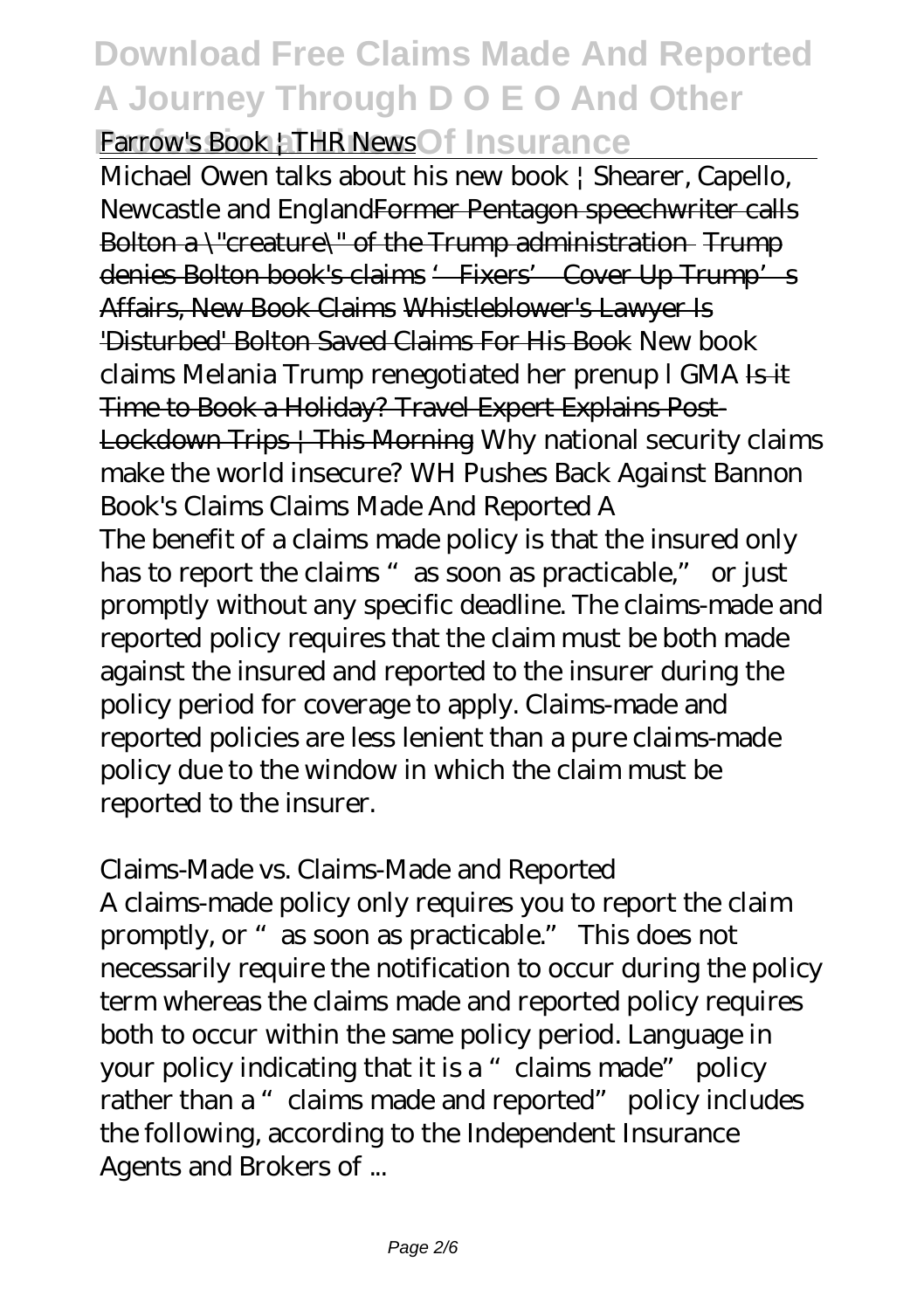Farrow's Book | THR News

Michael Owen talks about his new book | Shearer, Capello, Newcastle and England~~Former Pentagon speechwriter calls Bolton a \"creature\" of the Trump administration~~ ~~Trump denies Bolton book's claims~~ ~~'Fixers' Cover Up Trump's Affairs, New Book Claims~~ ~~Whistleblower's Lawyer Is 'Disturbed' Bolton Saved Claims For His Book~~ *New book claims Melania Trump renegotiated her prenup l GMA* ~~Is it Time to Book a Holiday? Travel Expert Explains Post-Lockdown Trips | This Morning~~ *Why national security claims make the world insecure? WH Pushes Back Against Bannon Book's Claims Claims Made And Reported A*

The benefit of a claims made policy is that the insured only has to report the claims "as soon as practicable," or just promptly without any specific deadline. The claims-made and reported policy requires that the claim must be both made against the insured and reported to the insurer during the policy period for coverage to apply. Claims-made and reported policies are less lenient than a pure claims-made policy due to the window in which the claim must be reported to the insurer.

*Claims-Made vs. Claims-Made and Reported*

A claims-made policy only requires you to report the claim promptly, or "as soon as practicable." This does not necessarily require the notification to occur during the policy term whereas the claims made and reported policy requires both to occur within the same policy period. Language in your policy indicating that it is a "claims made" policy rather than a "claims made and reported" policy includes the following, according to the Independent Insurance Agents and Brokers of ...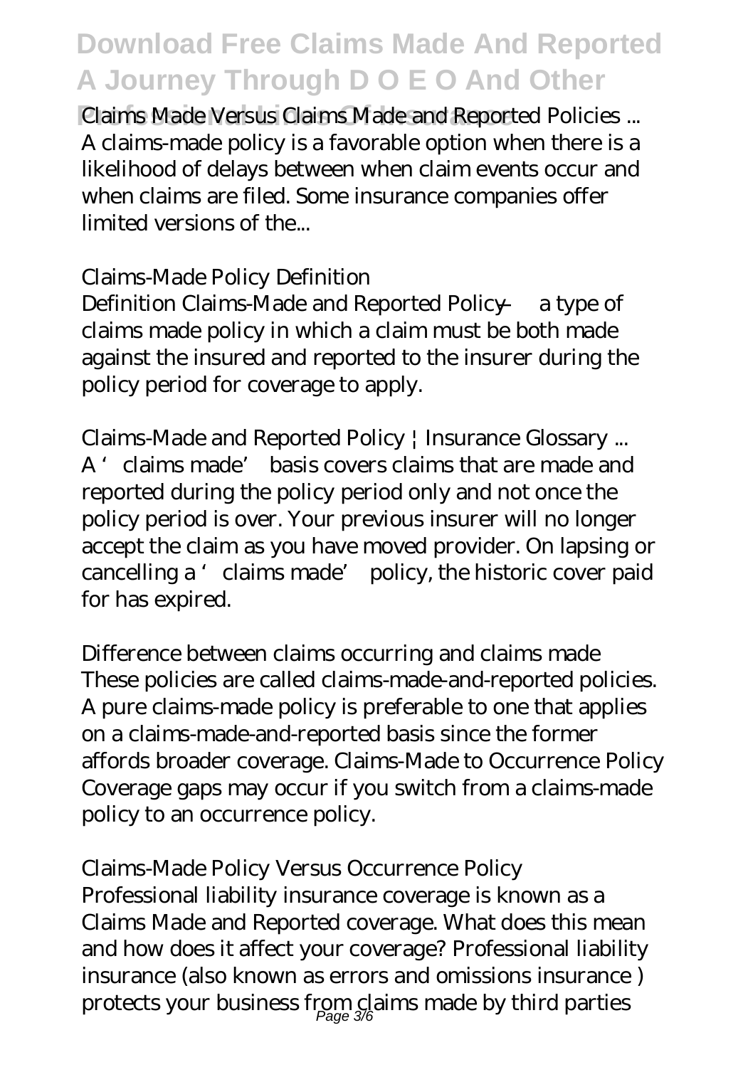*Claims Made Versus Claims Made and Reported Policies ...*
A claims-made policy is a favorable option when there is a likelihood of delays between when claim events occur and when claims are filed. Some insurance companies offer limited versions of the...

*Claims-Made Policy Definition*
Definition Claims-Made and Reported Policy — a type of claims made policy in which a claim must be both made against the insured and reported to the insurer during the policy period for coverage to apply.

*Claims-Made and Reported Policy | Insurance Glossary ...*
A 'claims made' basis covers claims that are made and reported during the policy period only and not once the policy period is over. Your previous insurer will no longer accept the claim as you have moved provider. On lapsing or cancelling a 'claims made' policy, the historic cover paid for has expired.

*Difference between claims occurring and claims made*
These policies are called claims-made-and-reported policies. A pure claims-made policy is preferable to one that applies on a claims-made-and-reported basis since the former affords broader coverage. Claims-Made to Occurrence Policy Coverage gaps may occur if you switch from a claims-made policy to an occurrence policy.

*Claims-Made Policy Versus Occurrence Policy*
Professional liability insurance coverage is known as a Claims Made and Reported coverage. What does this mean and how does it affect your coverage? Professional liability insurance (also known as errors and omissions insurance ) protects your business from claims made by third parties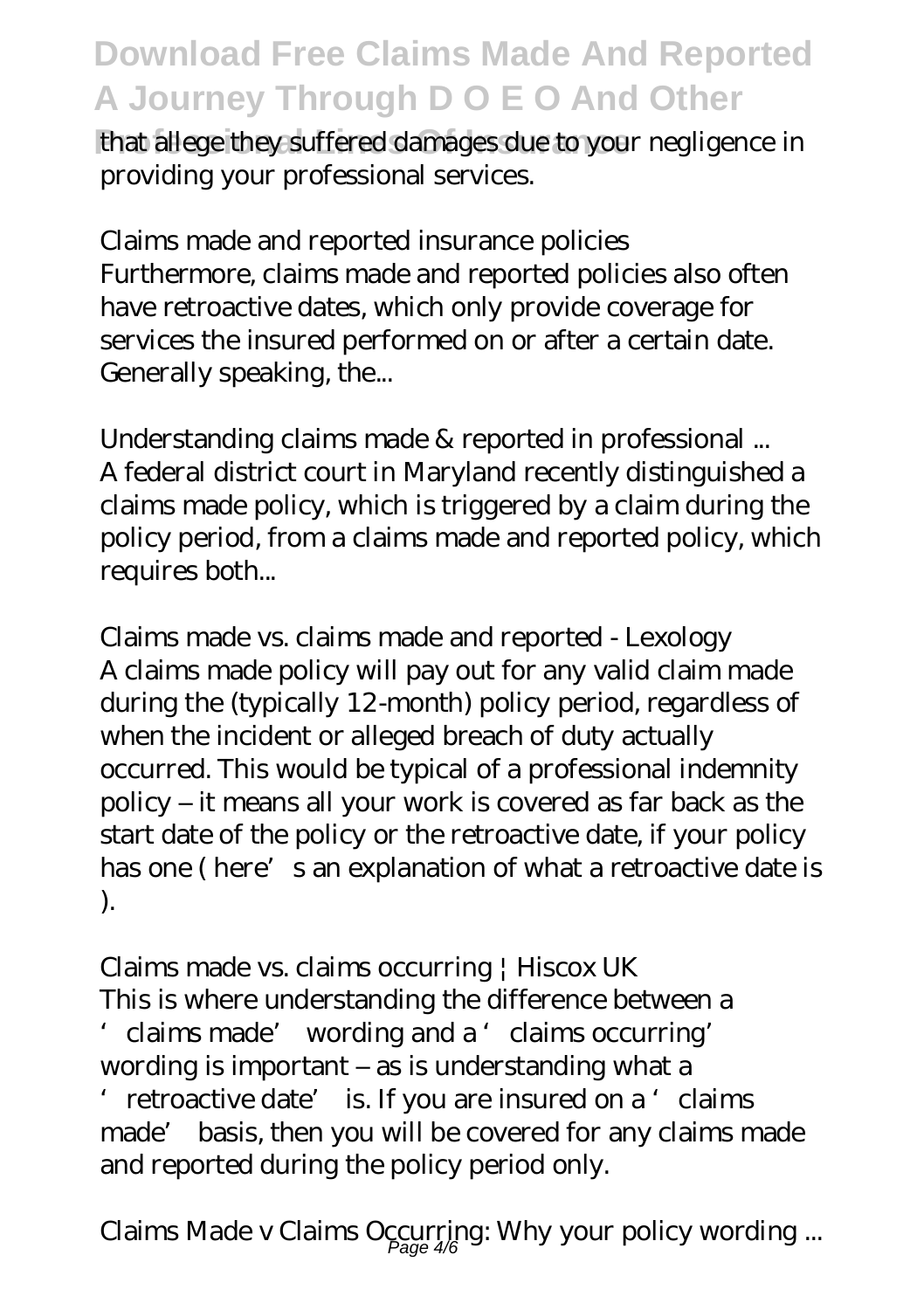that allege they suffered damages due to your negligence in providing your professional services.

*Claims made and reported insurance policies*
Furthermore, claims made and reported policies also often have retroactive dates, which only provide coverage for services the insured performed on or after a certain date. Generally speaking, the...

*Understanding claims made & reported in professional ...*
A federal district court in Maryland recently distinguished a claims made policy, which is triggered by a claim during the policy period, from a claims made and reported policy, which requires both...

*Claims made vs. claims made and reported - Lexology*
A claims made policy will pay out for any valid claim made during the (typically 12-month) policy period, regardless of when the incident or alleged breach of duty actually occurred. This would be typical of a professional indemnity policy – it means all your work is covered as far back as the start date of the policy or the retroactive date, if your policy has one ( here's an explanation of what a retroactive date is ).

*Claims made vs. claims occurring | Hiscox UK*
This is where understanding the difference between a 'claims made' wording and a 'claims occurring' wording is important – as is understanding what a 'retroactive date' is. If you are insured on a 'claims made' basis, then you will be covered for any claims made and reported during the policy period only.

*Claims Made v Claims Occurring: Why your policy wording ...*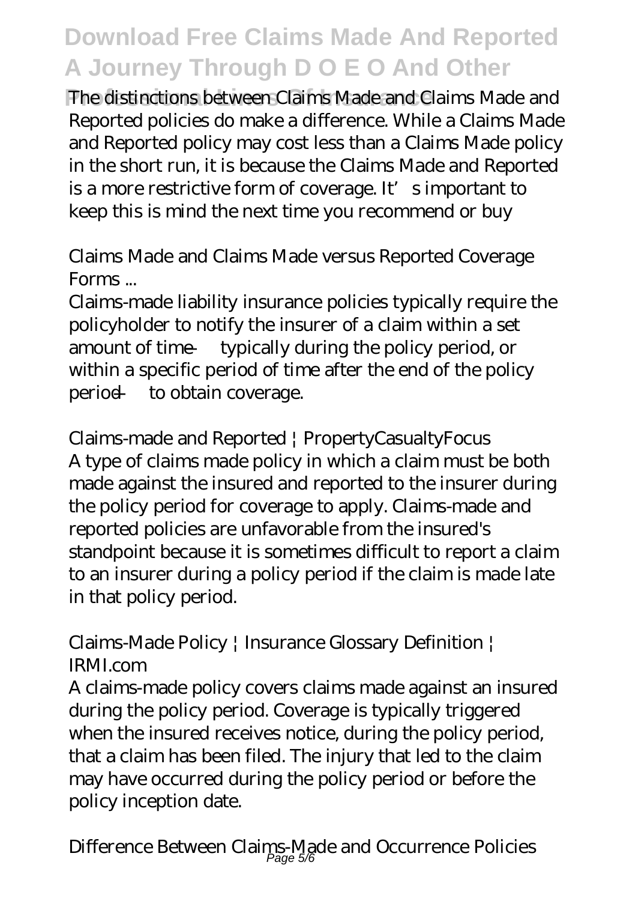The distinctions between Claims Made and Claims Made and Reported policies do make a difference. While a Claims Made and Reported policy may cost less than a Claims Made policy in the short run, it is because the Claims Made and Reported is a more restrictive form of coverage. It's important to keep this is mind the next time you recommend or buy

*Claims Made and Claims Made versus Reported Coverage Forms ...*

Claims-made liability insurance policies typically require the policyholder to notify the insurer of a claim within a set amount of time — typically during the policy period, or within a specific period of time after the end of the policy period — to obtain coverage.

*Claims-made and Reported | PropertyCasualtyFocus*

A type of claims made policy in which a claim must be both made against the insured and reported to the insurer during the policy period for coverage to apply. Claims-made and reported policies are unfavorable from the insured's standpoint because it is sometimes difficult to report a claim to an insurer during a policy period if the claim is made late in that policy period.

*Claims-Made Policy | Insurance Glossary Definition | IRMI.com*

A claims-made policy covers claims made against an insured during the policy period. Coverage is typically triggered when the insured receives notice, during the policy period, that a claim has been filed. The injury that led to the claim may have occurred during the policy period or before the policy inception date.

*Difference Between Claims-Made and Occurrence Policies*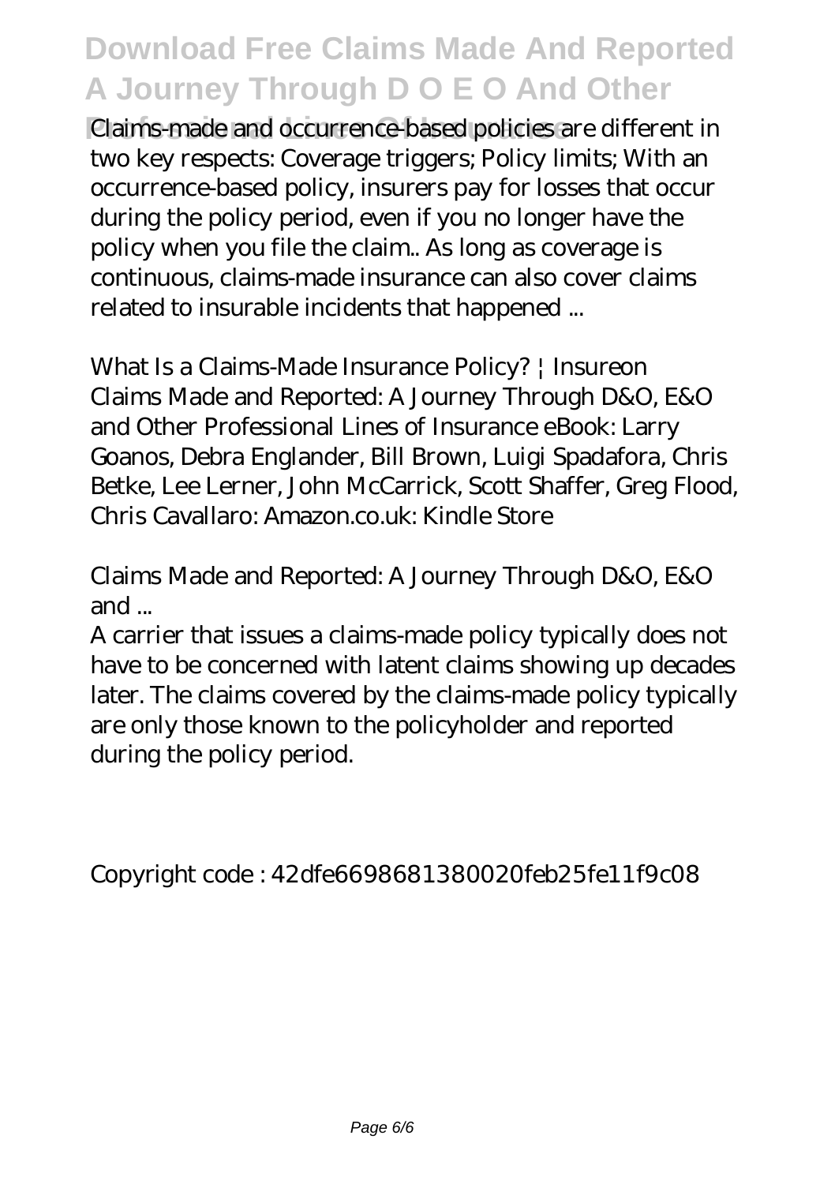Claims-made and occurrence-based policies are different in two key respects: Coverage triggers; Policy limits; With an occurrence-based policy, insurers pay for losses that occur during the policy period, even if you no longer have the policy when you file the claim.. As long as coverage is continuous, claims-made insurance can also cover claims related to insurable incidents that happened ...

*What Is a Claims-Made Insurance Policy? | Insureon*

Claims Made and Reported: A Journey Through D&O, E&O and Other Professional Lines of Insurance eBook: Larry Goanos, Debra Englander, Bill Brown, Luigi Spadafora, Chris Betke, Lee Lerner, John McCarrick, Scott Shaffer, Greg Flood, Chris Cavallaro: Amazon.co.uk: Kindle Store

*Claims Made and Reported: A Journey Through D&O, E&O and ...*

A carrier that issues a claims-made policy typically does not have to be concerned with latent claims showing up decades later. The claims covered by the claims-made policy typically are only those known to the policyholder and reported during the policy period.

Copyright code : 42dfe6698681380020feb25fe11f9c08